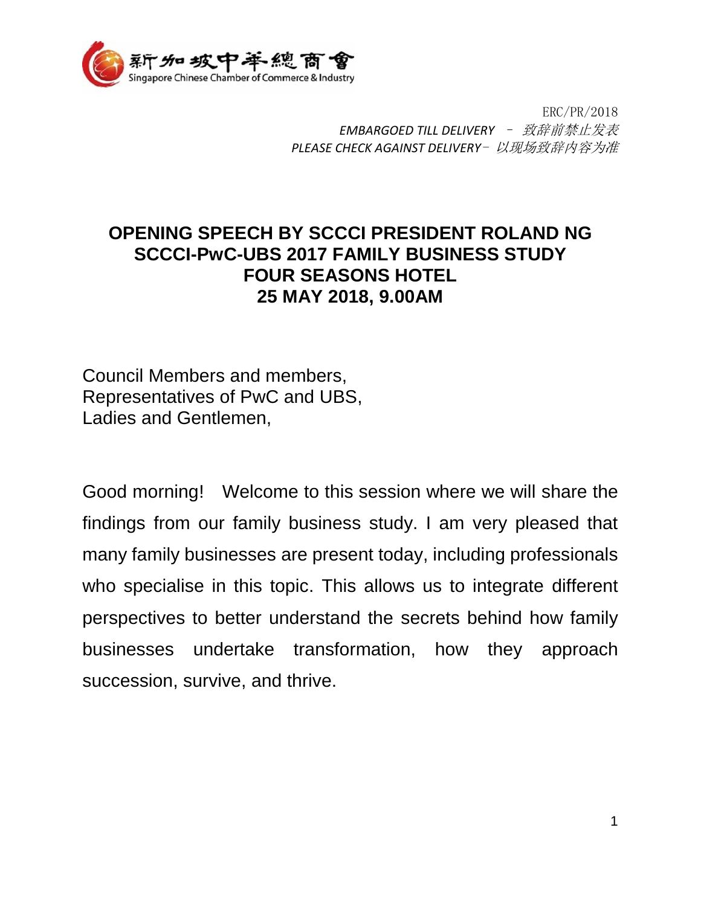新加坡中華總商會
Singapore Chinese Chamber of Commerce & Industry

ERC/PR/2018
*EMBARGOED TILL DELIVERY – 致辞前禁止发表*
*PLEASE CHECK AGAINST DELIVERY– 以现场致辞内容为准*

# OPENING SPEECH BY SCCCI PRESIDENT ROLAND NG
# SCCCI-PwC-UBS 2017 FAMILY BUSINESS STUDY
# FOUR SEASONS HOTEL
# 25 MAY 2018, 9.00AM

Council Members and members,
Representatives of PwC and UBS,
Ladies and Gentlemen,

Good morning! Welcome to this session where we will share the findings from our family business study. I am very pleased that many family businesses are present today, including professionals who specialise in this topic. This allows us to integrate different perspectives to better understand the secrets behind how family businesses undertake transformation, how they approach succession, survive, and thrive.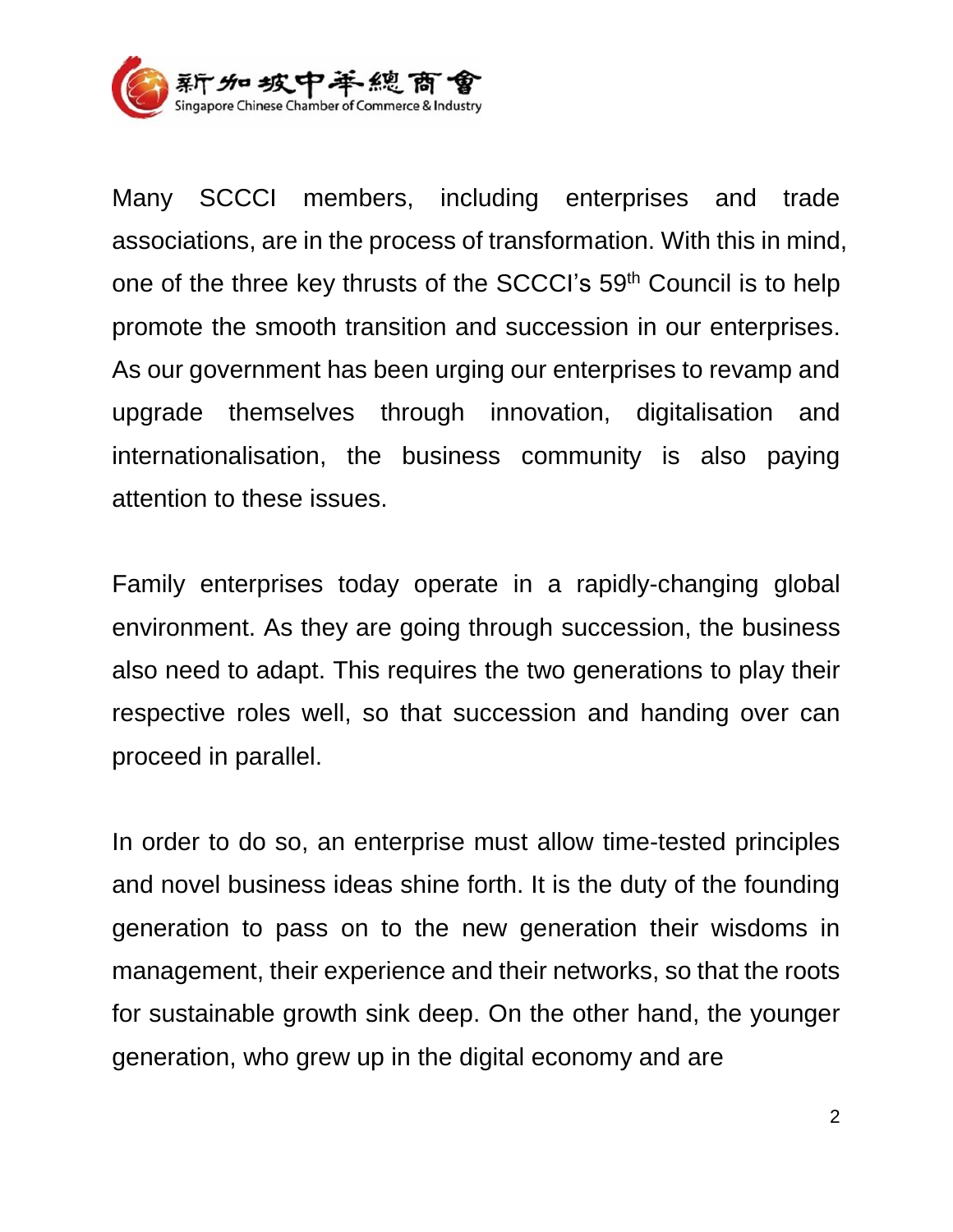Many SCCCI members, including enterprises and trade associations, are in the process of transformation. With this in mind, one of the three key thrusts of the SCCCI's 59th Council is to help promote the smooth transition and succession in our enterprises. As our government has been urging our enterprises to revamp and upgrade themselves through innovation, digitalisation and internationalisation, the business community is also paying attention to these issues.

Family enterprises today operate in a rapidly-changing global environment. As they are going through succession, the business also need to adapt. This requires the two generations to play their respective roles well, so that succession and handing over can proceed in parallel.

In order to do so, an enterprise must allow time-tested principles and novel business ideas shine forth. It is the duty of the founding generation to pass on to the new generation their wisdoms in management, their experience and their networks, so that the roots for sustainable growth sink deep. On the other hand, the younger generation, who grew up in the digital economy and are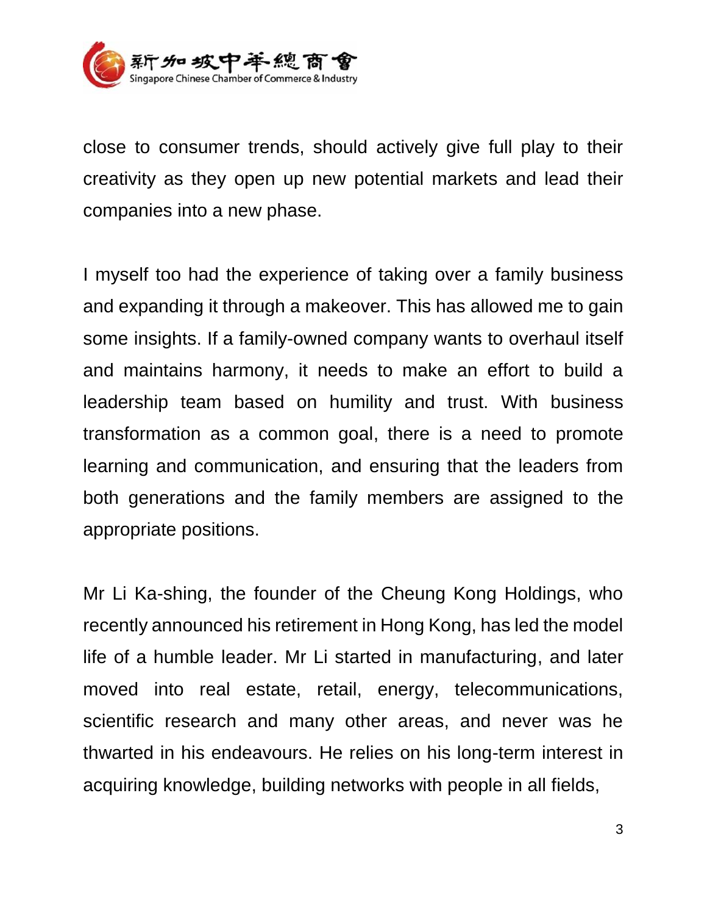close to consumer trends, should actively give full play to their creativity as they open up new potential markets and lead their companies into a new phase.

I myself too had the experience of taking over a family business and expanding it through a makeover. This has allowed me to gain some insights. If a family-owned company wants to overhaul itself and maintains harmony, it needs to make an effort to build a leadership team based on humility and trust. With business transformation as a common goal, there is a need to promote learning and communication, and ensuring that the leaders from both generations and the family members are assigned to the appropriate positions.

Mr Li Ka-shing, the founder of the Cheung Kong Holdings, who recently announced his retirement in Hong Kong, has led the model life of a humble leader. Mr Li started in manufacturing, and later moved into real estate, retail, energy, telecommunications, scientific research and many other areas, and never was he thwarted in his endeavours. He relies on his long-term interest in acquiring knowledge, building networks with people in all fields,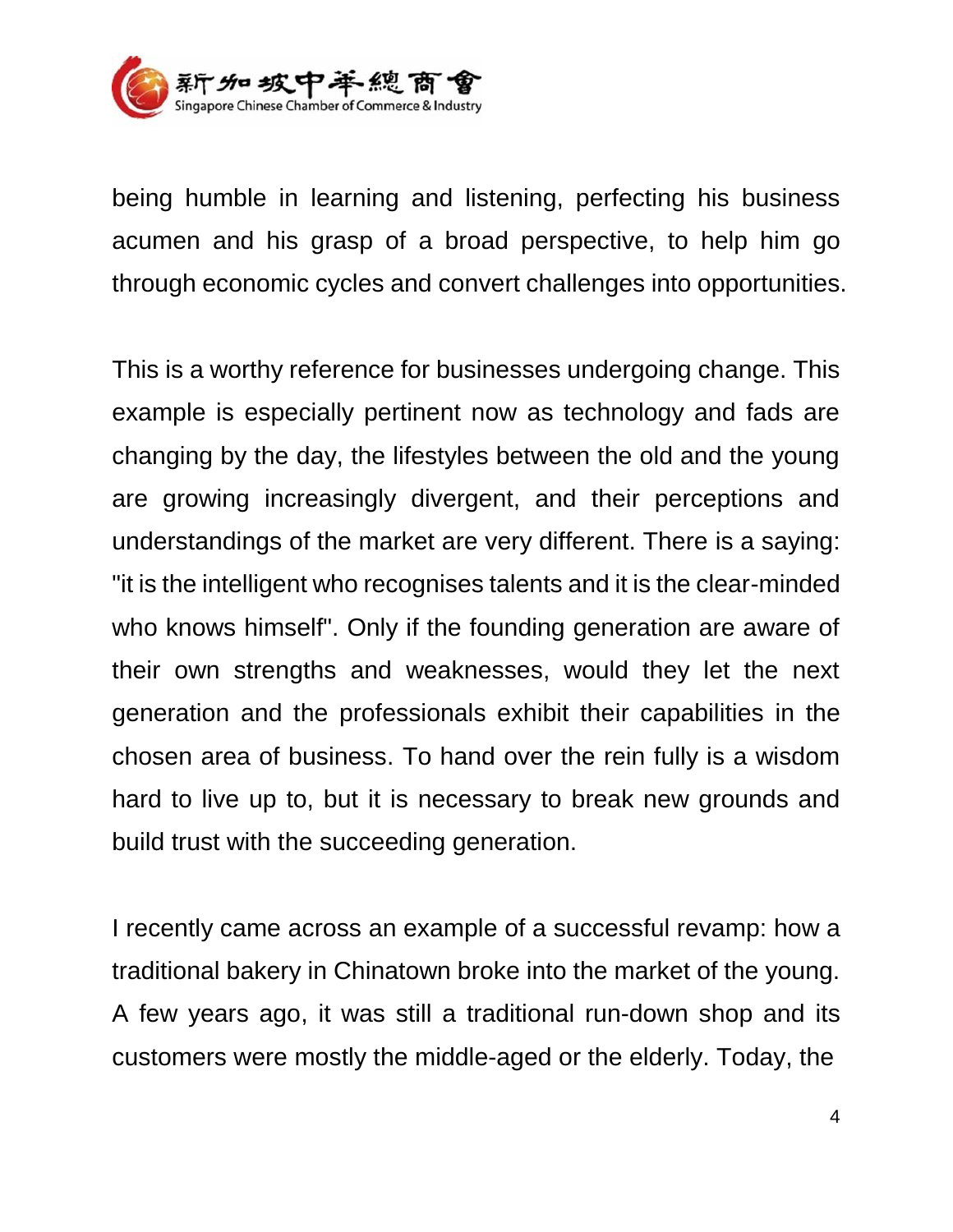being humble in learning and listening, perfecting his business acumen and his grasp of a broad perspective, to help him go through economic cycles and convert challenges into opportunities.

This is a worthy reference for businesses undergoing change. This example is especially pertinent now as technology and fads are changing by the day, the lifestyles between the old and the young are growing increasingly divergent, and their perceptions and understandings of the market are very different. There is a saying: "it is the intelligent who recognises talents and it is the clear-minded who knows himself". Only if the founding generation are aware of their own strengths and weaknesses, would they let the next generation and the professionals exhibit their capabilities in the chosen area of business. To hand over the rein fully is a wisdom hard to live up to, but it is necessary to break new grounds and build trust with the succeeding generation.

I recently came across an example of a successful revamp: how a traditional bakery in Chinatown broke into the market of the young. A few years ago, it was still a traditional run-down shop and its customers were mostly the middle-aged or the elderly. Today, the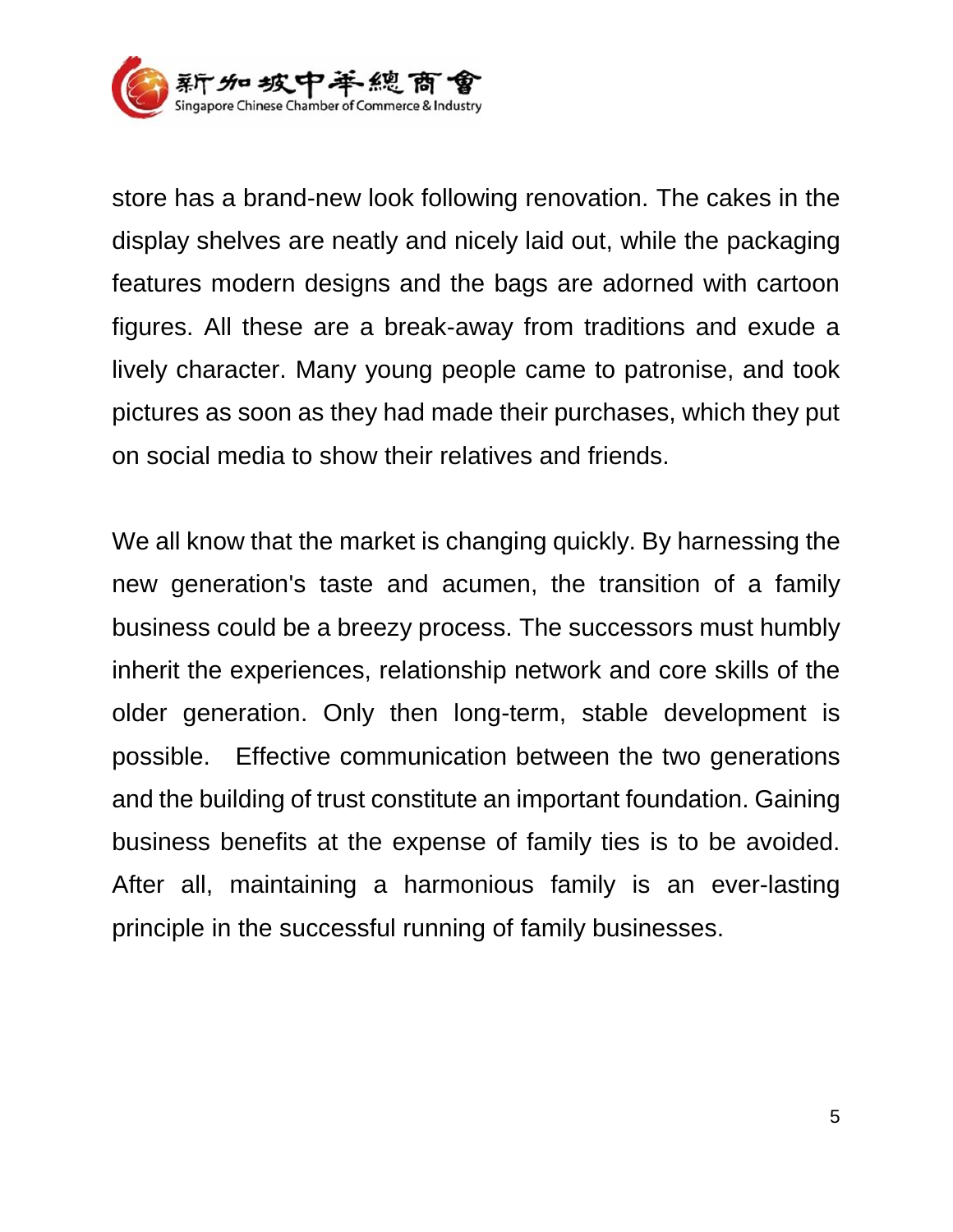store has a brand-new look following renovation. The cakes in the display shelves are neatly and nicely laid out, while the packaging features modern designs and the bags are adorned with cartoon figures. All these are a break-away from traditions and exude a lively character. Many young people came to patronise, and took pictures as soon as they had made their purchases, which they put on social media to show their relatives and friends.

We all know that the market is changing quickly. By harnessing the new generation's taste and acumen, the transition of a family business could be a breezy process. The successors must humbly inherit the experiences, relationship network and core skills of the older generation. Only then long-term, stable development is possible. Effective communication between the two generations and the building of trust constitute an important foundation. Gaining business benefits at the expense of family ties is to be avoided. After all, maintaining a harmonious family is an ever-lasting principle in the successful running of family businesses.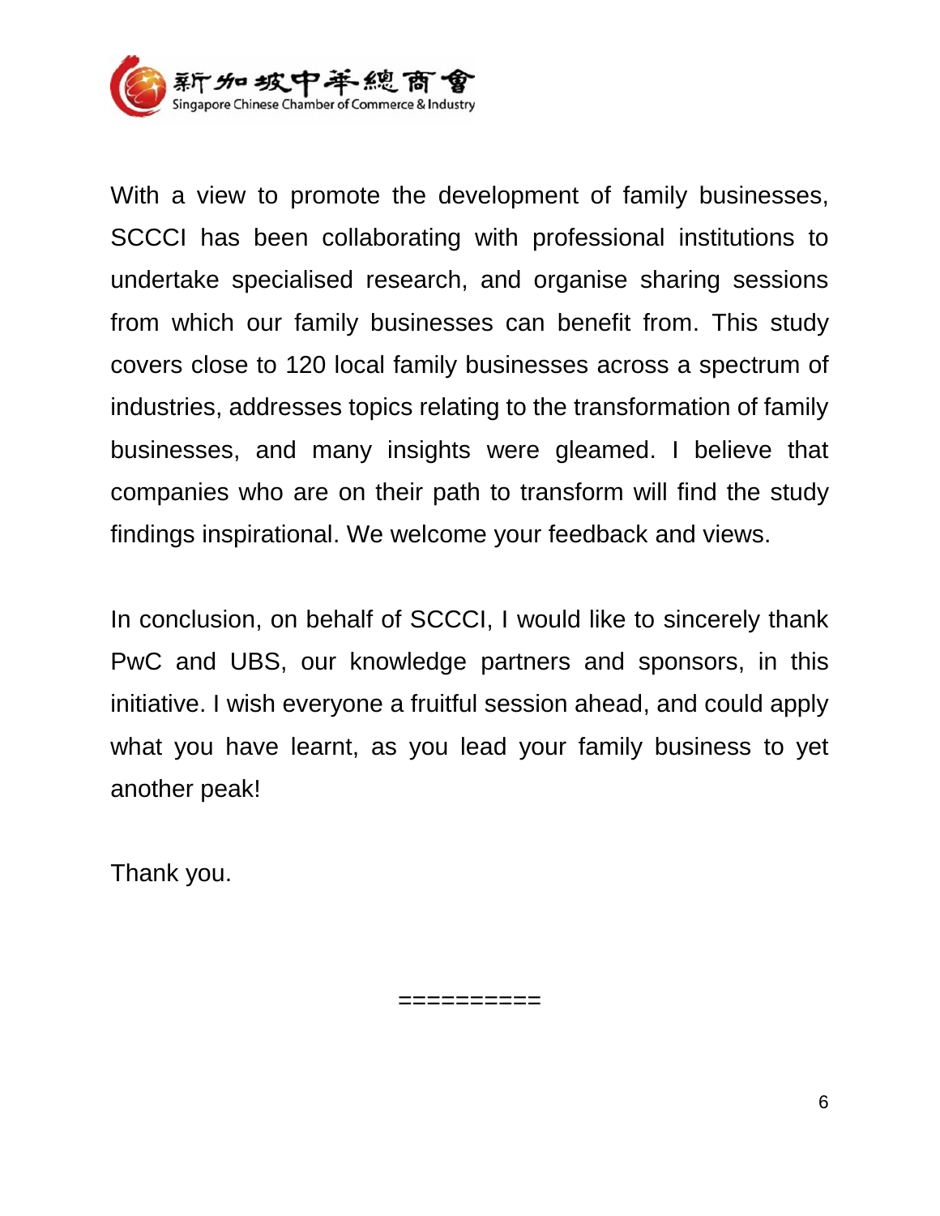With a view to promote the development of family businesses, SCCCI has been collaborating with professional institutions to undertake specialised research, and organise sharing sessions from which our family businesses can benefit from. This study covers close to 120 local family businesses across a spectrum of industries, addresses topics relating to the transformation of family businesses, and many insights were gleamed. I believe that companies who are on their path to transform will find the study findings inspirational. We welcome your feedback and views.

In conclusion, on behalf of SCCCI, I would like to sincerely thank PwC and UBS, our knowledge partners and sponsors, in this initiative. I wish everyone a fruitful session ahead, and could apply what you have learnt, as you lead your family business to yet another peak!

Thank you.

==========